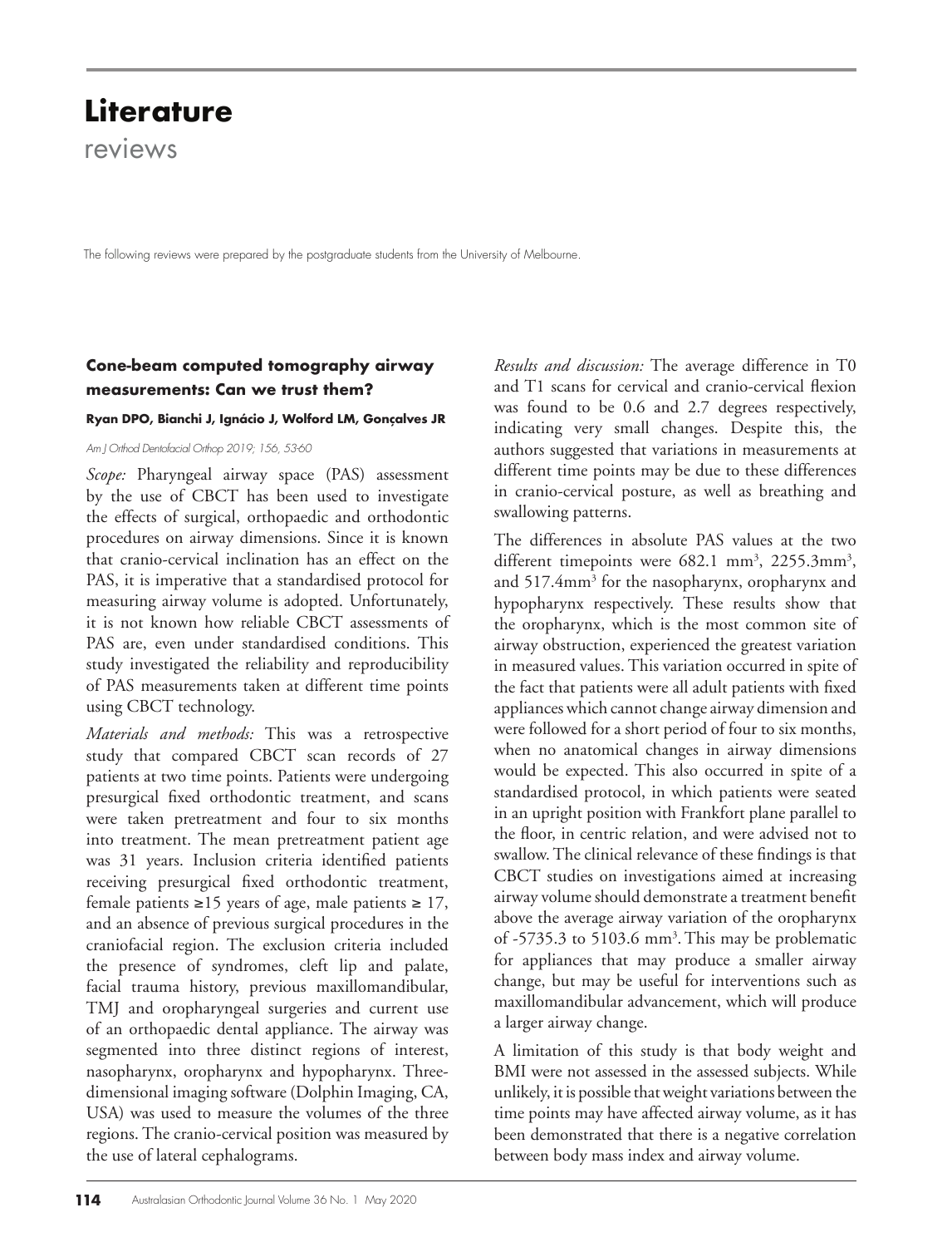# Literature

reviews

The following reviews were prepared by the postgraduate students from the University of Melbourne.

### Cone-beam computed tomography airway measurements: Can we trust them?

**Ryan DPO, Bianchi J, Ignácio J, Wolford LM, Gonçalves JR**

*Am J Orthod Dentofacial Orthop 2019; 156, 53-60*

*Scope:* Pharyngeal airway space (PAS) assessment by the use of CBCT has been used to investigate the effects of surgical, orthopaedic and orthodontic procedures on airway dimensions. Since it is known that cranio-cervical inclination has an effect on the PAS, it is imperative that a standardised protocol for measuring airway volume is adopted. Unfortunately, it is not known how reliable CBCT assessments of PAS are, even under standardised conditions. This study investigated the reliability and reproducibility of PAS measurements taken at different time points using CBCT technology.

*Materials and methods:* This was a retrospective study that compared CBCT scan records of 27 patients at two time points. Patients were undergoing presurgical fixed orthodontic treatment, and scans were taken pretreatment and four to six months into treatment. The mean pretreatment patient age was 31 years. Inclusion criteria identified patients receiving presurgical fixed orthodontic treatment, female patients ≥15 years of age, male patients ≥ 17, and an absence of previous surgical procedures in the craniofacial region. The exclusion criteria included the presence of syndromes, cleft lip and palate, facial trauma history, previous maxillomandibular, TMJ and oropharyngeal surgeries and current use of an orthopaedic dental appliance. The airway was segmented into three distinct regions of interest, nasopharynx, oropharynx and hypopharynx. Three-dimensional imaging software (Dolphin Imaging, CA, USA) was used to measure the volumes of the three regions. The cranio-cervical position was measured by the use of lateral cephalograms.

*Results and discussion:* The average difference in T0 and T1 scans for cervical and cranio-cervical flexion was found to be 0.6 and 2.7 degrees respectively, indicating very small changes. Despite this, the authors suggested that variations in measurements at different time points may be due to these differences in cranio-cervical posture, as well as breathing and swallowing patterns.

The differences in absolute PAS values at the two different timepoints were 682.1 mm$^3$, 2255.3mm$^3$, and 517.4mm$^3$ for the nasopharynx, oropharynx and hypopharynx respectively. These results show that the oropharynx, which is the most common site of airway obstruction, experienced the greatest variation in measured values. This variation occurred in spite of the fact that patients were all adult patients with fixed appliances which cannot change airway dimension and were followed for a short period of four to six months, when no anatomical changes in airway dimensions would be expected. This also occurred in spite of a standardised protocol, in which patients were seated in an upright position with Frankfort plane parallel to the floor, in centric relation, and were advised not to swallow. The clinical relevance of these findings is that CBCT studies on investigations aimed at increasing airway volume should demonstrate a treatment benefit above the average airway variation of the oropharynx of -5735.3 to 5103.6 mm$^3$. This may be problematic for appliances that may produce a smaller airway change, but may be useful for interventions such as maxillomandibular advancement, which will produce a larger airway change.

A limitation of this study is that body weight and BMI were not assessed in the assessed subjects. While unlikely, it is possible that weight variations between the time points may have affected airway volume, as it has been demonstrated that there is a negative correlation between body mass index and airway volume.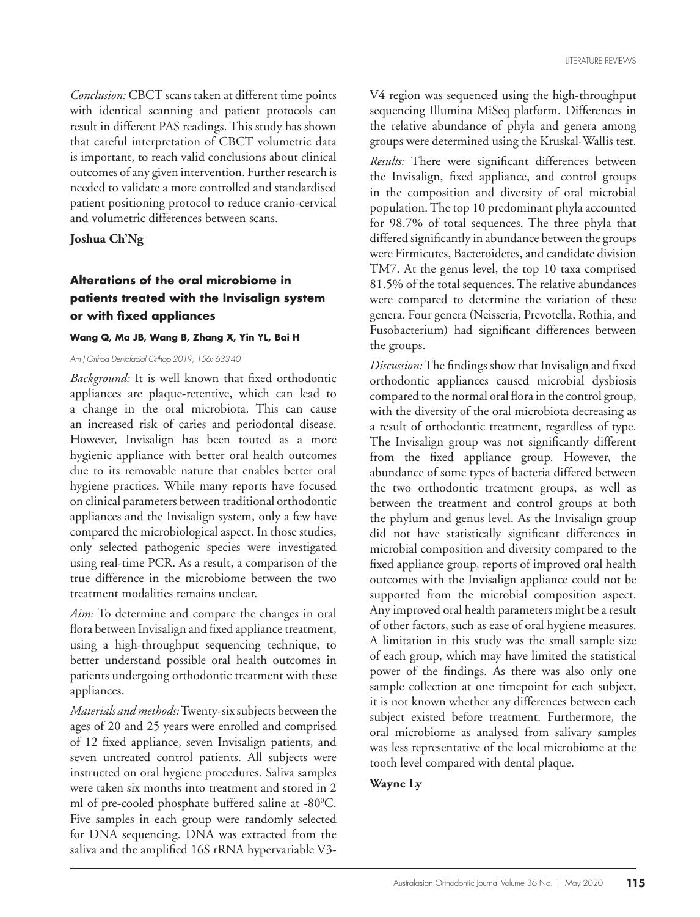*Conclusion:* CBCT scans taken at different time points with identical scanning and patient protocols can result in different PAS readings. This study has shown that careful interpretation of CBCT volumetric data is important, to reach valid conclusions about clinical outcomes of any given intervention. Further research is needed to validate a more controlled and standardised patient positioning protocol to reduce cranio-cervical and volumetric differences between scans.

**Joshua Ch'Ng**

## Alterations of the oral microbiome in patients treated with the Invisalign system or with fixed appliances

**Wang Q, Ma JB, Wang B, Zhang X, Yin YL, Bai H**

*Am J Orthod Dentofacial Orthop 2019, 156: 633-40*

*Background:* It is well known that fixed orthodontic appliances are plaque-retentive, which can lead to a change in the oral microbiota. This can cause an increased risk of caries and periodontal disease. However, Invisalign has been touted as a more hygienic appliance with better oral health outcomes due to its removable nature that enables better oral hygiene practices. While many reports have focused on clinical parameters between traditional orthodontic appliances and the Invisalign system, only a few have compared the microbiological aspect. In those studies, only selected pathogenic species were investigated using real-time PCR. As a result, a comparison of the true difference in the microbiome between the two treatment modalities remains unclear.

*Aim:* To determine and compare the changes in oral flora between Invisalign and fixed appliance treatment, using a high-throughput sequencing technique, to better understand possible oral health outcomes in patients undergoing orthodontic treatment with these appliances.

*Materials and methods:* Twenty-six subjects between the ages of 20 and 25 years were enrolled and comprised of 12 fixed appliance, seven Invisalign patients, and seven untreated control patients. All subjects were instructed on oral hygiene procedures. Saliva samples were taken six months into treatment and stored in 2 ml of pre-cooled phosphate buffered saline at -80$^0$C. Five samples in each group were randomly selected for DNA sequencing. DNA was extracted from the saliva and the amplified 16S rRNA hypervariable V3-V4 region was sequenced using the high-throughput sequencing Illumina MiSeq platform. Differences in the relative abundance of phyla and genera among groups were determined using the Kruskal-Wallis test.

*Results:* There were significant differences between the Invisalign, fixed appliance, and control groups in the composition and diversity of oral microbial population. The top 10 predominant phyla accounted for 98.7% of total sequences. The three phyla that differed significantly in abundance between the groups were Firmicutes, Bacteroidetes, and candidate division TM7. At the genus level, the top 10 taxa comprised 81.5% of the total sequences. The relative abundances were compared to determine the variation of these genera. Four genera (Neisseria, Prevotella, Rothia, and Fusobacterium) had significant differences between the groups.

*Discussion:* The findings show that Invisalign and fixed orthodontic appliances caused microbial dysbiosis compared to the normal oral flora in the control group, with the diversity of the oral microbiota decreasing as a result of orthodontic treatment, regardless of type. The Invisalign group was not significantly different from the fixed appliance group. However, the abundance of some types of bacteria differed between the two orthodontic treatment groups, as well as between the treatment and control groups at both the phylum and genus level. As the Invisalign group did not have statistically significant differences in microbial composition and diversity compared to the fixed appliance group, reports of improved oral health outcomes with the Invisalign appliance could not be supported from the microbial composition aspect. Any improved oral health parameters might be a result of other factors, such as ease of oral hygiene measures. A limitation in this study was the small sample size of each group, which may have limited the statistical power of the findings. As there was also only one sample collection at one timepoint for each subject, it is not known whether any differences between each subject existed before treatment. Furthermore, the oral microbiome as analysed from salivary samples was less representative of the local microbiome at the tooth level compared with dental plaque.

**Wayne Ly**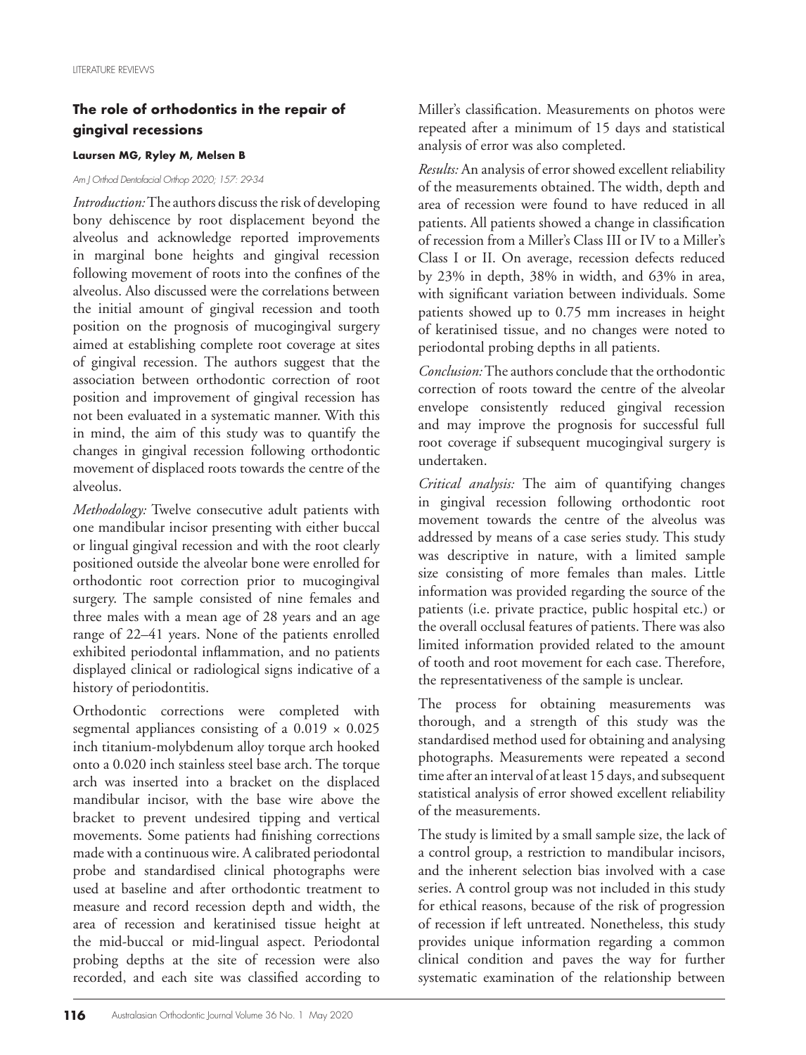### The role of orthodontics in the repair of gingival recessions

**Laursen MG, Ryley M, Melsen B**

*Am J Orthod Dentofacial Orthop 2020; 157: 29-34*

*Introduction:* The authors discuss the risk of developing bony dehiscence by root displacement beyond the alveolus and acknowledge reported improvements in marginal bone heights and gingival recession following movement of roots into the confines of the alveolus. Also discussed were the correlations between the initial amount of gingival recession and tooth position on the prognosis of mucogingival surgery aimed at establishing complete root coverage at sites of gingival recession. The authors suggest that the association between orthodontic correction of root position and improvement of gingival recession has not been evaluated in a systematic manner. With this in mind, the aim of this study was to quantify the changes in gingival recession following orthodontic movement of displaced roots towards the centre of the alveolus.

*Methodology:* Twelve consecutive adult patients with one mandibular incisor presenting with either buccal or lingual gingival recession and with the root clearly positioned outside the alveolar bone were enrolled for orthodontic root correction prior to mucogingival surgery. The sample consisted of nine females and three males with a mean age of 28 years and an age range of 22–41 years. None of the patients enrolled exhibited periodontal inflammation, and no patients displayed clinical or radiological signs indicative of a history of periodontitis.

Orthodontic corrections were completed with segmental appliances consisting of a 0.019 × 0.025 inch titanium-molybdenum alloy torque arch hooked onto a 0.020 inch stainless steel base arch. The torque arch was inserted into a bracket on the displaced mandibular incisor, with the base wire above the bracket to prevent undesired tipping and vertical movements. Some patients had finishing corrections made with a continuous wire. A calibrated periodontal probe and standardised clinical photographs were used at baseline and after orthodontic treatment to measure and record recession depth and width, the area of recession and keratinised tissue height at the mid-buccal or mid-lingual aspect. Periodontal probing depths at the site of recession were also recorded, and each site was classified according to Miller's classification. Measurements on photos were repeated after a minimum of 15 days and statistical analysis of error was also completed.

*Results:* An analysis of error showed excellent reliability of the measurements obtained. The width, depth and area of recession were found to have reduced in all patients. All patients showed a change in classification of recession from a Miller's Class III or IV to a Miller's Class I or II. On average, recession defects reduced by 23% in depth, 38% in width, and 63% in area, with significant variation between individuals. Some patients showed up to 0.75 mm increases in height of keratinised tissue, and no changes were noted to periodontal probing depths in all patients.

*Conclusion:* The authors conclude that the orthodontic correction of roots toward the centre of the alveolar envelope consistently reduced gingival recession and may improve the prognosis for successful full root coverage if subsequent mucogingival surgery is undertaken.

*Critical analysis:* The aim of quantifying changes in gingival recession following orthodontic root movement towards the centre of the alveolus was addressed by means of a case series study. This study was descriptive in nature, with a limited sample size consisting of more females than males. Little information was provided regarding the source of the patients (i.e. private practice, public hospital etc.) or the overall occlusal features of patients. There was also limited information provided related to the amount of tooth and root movement for each case. Therefore, the representativeness of the sample is unclear.

The process for obtaining measurements was thorough, and a strength of this study was the standardised method used for obtaining and analysing photographs. Measurements were repeated a second time after an interval of at least 15 days, and subsequent statistical analysis of error showed excellent reliability of the measurements.

The study is limited by a small sample size, the lack of a control group, a restriction to mandibular incisors, and the inherent selection bias involved with a case series. A control group was not included in this study for ethical reasons, because of the risk of progression of recession if left untreated. Nonetheless, this study provides unique information regarding a common clinical condition and paves the way for further systematic examination of the relationship between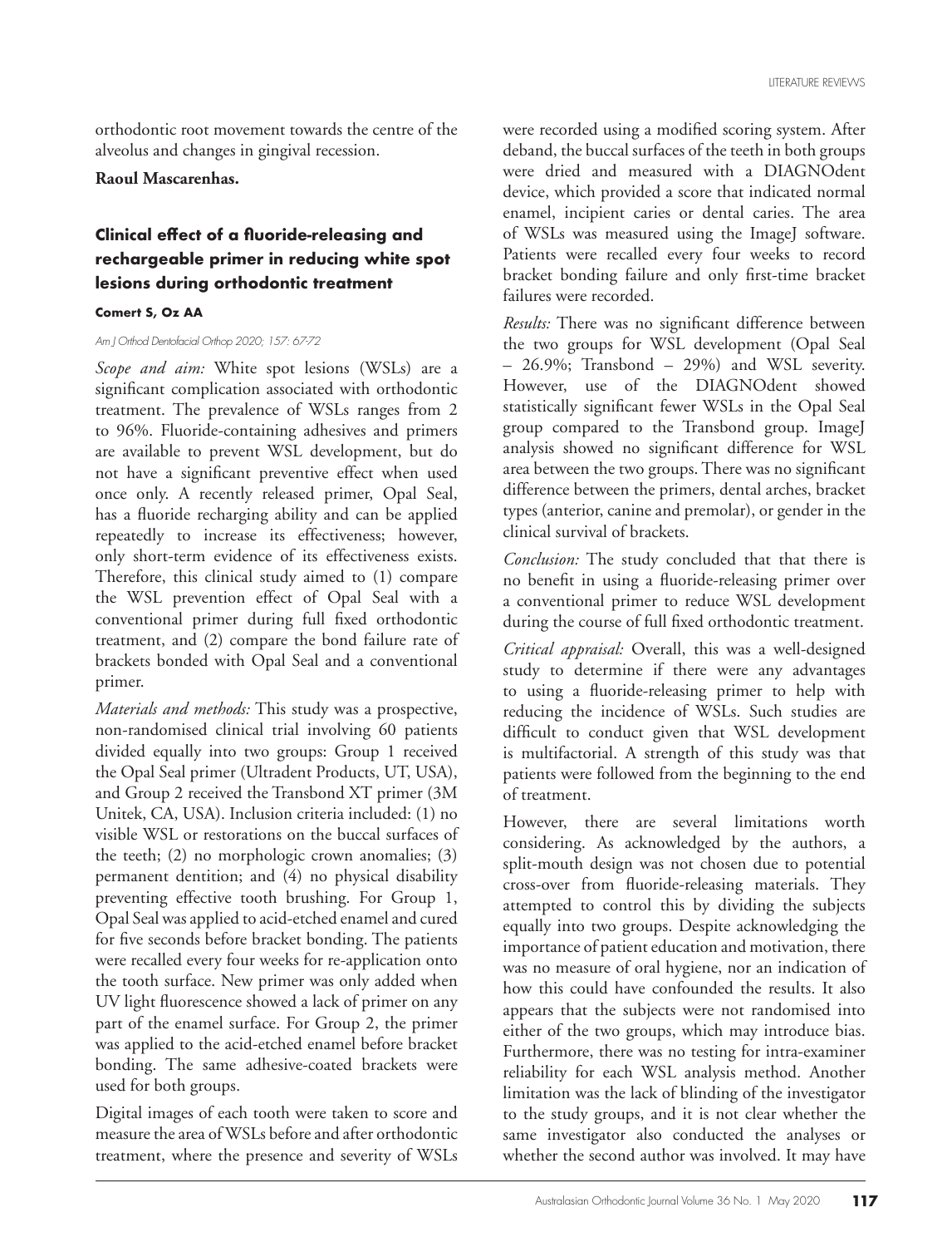orthodontic root movement towards the centre of the alveolus and changes in gingival recession.

**Raoul Mascarenhas.**

## Clinical effect of a fluoride-releasing and rechargeable primer in reducing white spot lesions during orthodontic treatment

**Comert S, Oz AA**

*Am J Orthod Dentofacial Orthop 2020; 157: 67-72*

*Scope and aim:* White spot lesions (WSLs) are a significant complication associated with orthodontic treatment. The prevalence of WSLs ranges from 2 to 96%. Fluoride-containing adhesives and primers are available to prevent WSL development, but do not have a significant preventive effect when used once only. A recently released primer, Opal Seal, has a fluoride recharging ability and can be applied repeatedly to increase its effectiveness; however, only short-term evidence of its effectiveness exists. Therefore, this clinical study aimed to (1) compare the WSL prevention effect of Opal Seal with a conventional primer during full fixed orthodontic treatment, and (2) compare the bond failure rate of brackets bonded with Opal Seal and a conventional primer.

*Materials and methods:* This study was a prospective, non-randomised clinical trial involving 60 patients divided equally into two groups: Group 1 received the Opal Seal primer (Ultradent Products, UT, USA), and Group 2 received the Transbond XT primer (3M Unitek, CA, USA). Inclusion criteria included: (1) no visible WSL or restorations on the buccal surfaces of the teeth; (2) no morphologic crown anomalies; (3) permanent dentition; and (4) no physical disability preventing effective tooth brushing. For Group 1, Opal Seal was applied to acid-etched enamel and cured for five seconds before bracket bonding. The patients were recalled every four weeks for re-application onto the tooth surface. New primer was only added when UV light fluorescence showed a lack of primer on any part of the enamel surface. For Group 2, the primer was applied to the acid-etched enamel before bracket bonding. The same adhesive-coated brackets were used for both groups.

Digital images of each tooth were taken to score and measure the area of WSLs before and after orthodontic treatment, where the presence and severity of WSLs were recorded using a modified scoring system. After deband, the buccal surfaces of the teeth in both groups were dried and measured with a DIAGNOdent device, which provided a score that indicated normal enamel, incipient caries or dental caries. The area of WSLs was measured using the ImageJ software. Patients were recalled every four weeks to record bracket bonding failure and only first-time bracket failures were recorded.

*Results:* There was no significant difference between the two groups for WSL development (Opal Seal – 26.9%; Transbond – 29%) and WSL severity. However, use of the DIAGNOdent showed statistically significant fewer WSLs in the Opal Seal group compared to the Transbond group. ImageJ analysis showed no significant difference for WSL area between the two groups. There was no significant difference between the primers, dental arches, bracket types (anterior, canine and premolar), or gender in the clinical survival of brackets.

*Conclusion:* The study concluded that that there is no benefit in using a fluoride-releasing primer over a conventional primer to reduce WSL development during the course of full fixed orthodontic treatment.

*Critical appraisal:* Overall, this was a well-designed study to determine if there were any advantages to using a fluoride-releasing primer to help with reducing the incidence of WSLs. Such studies are difficult to conduct given that WSL development is multifactorial. A strength of this study was that patients were followed from the beginning to the end of treatment.

However, there are several limitations worth considering. As acknowledged by the authors, a split-mouth design was not chosen due to potential cross-over from fluoride-releasing materials. They attempted to control this by dividing the subjects equally into two groups. Despite acknowledging the importance of patient education and motivation, there was no measure of oral hygiene, nor an indication of how this could have confounded the results. It also appears that the subjects were not randomised into either of the two groups, which may introduce bias. Furthermore, there was no testing for intra-examiner reliability for each WSL analysis method. Another limitation was the lack of blinding of the investigator to the study groups, and it is not clear whether the same investigator also conducted the analyses or whether the second author was involved. It may have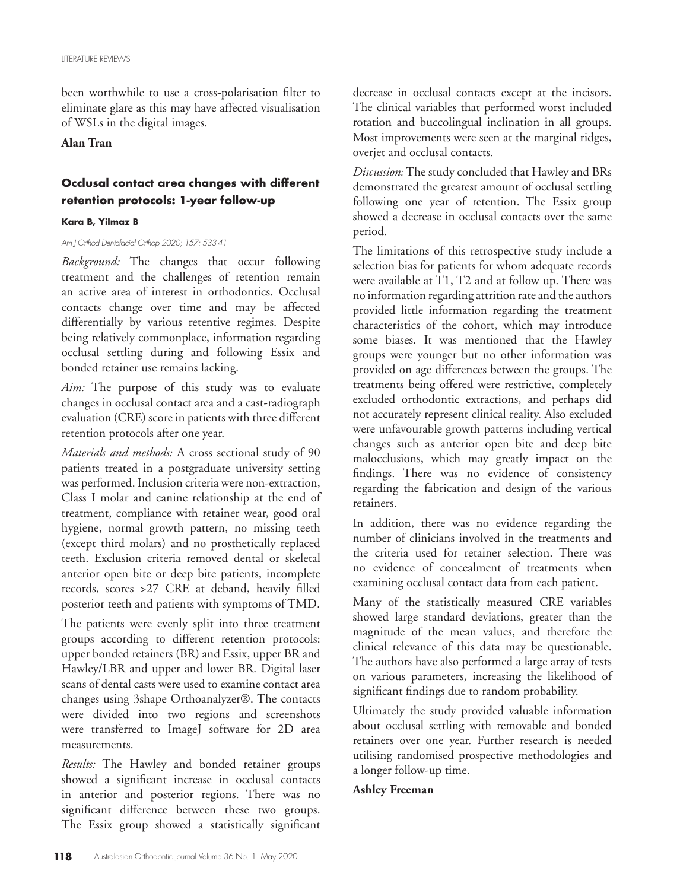been worthwhile to use a cross-polarisation filter to eliminate glare as this may have affected visualisation of WSLs in the digital images.

**Alan Tran**

### Occlusal contact area changes with different retention protocols: 1-year follow-up

**Kara B, Yilmaz B**

*Am J Orthod Dentofacial Orthop 2020; 157: 533-41*

*Background:* The changes that occur following treatment and the challenges of retention remain an active area of interest in orthodontics. Occlusal contacts change over time and may be affected differentially by various retentive regimes. Despite being relatively commonplace, information regarding occlusal settling during and following Essix and bonded retainer use remains lacking.

*Aim:* The purpose of this study was to evaluate changes in occlusal contact area and a cast-radiograph evaluation (CRE) score in patients with three different retention protocols after one year.

*Materials and methods:* A cross sectional study of 90 patients treated in a postgraduate university setting was performed. Inclusion criteria were non-extraction, Class I molar and canine relationship at the end of treatment, compliance with retainer wear, good oral hygiene, normal growth pattern, no missing teeth (except third molars) and no prosthetically replaced teeth. Exclusion criteria removed dental or skeletal anterior open bite or deep bite patients, incomplete records, scores >27 CRE at deband, heavily filled posterior teeth and patients with symptoms of TMD.

The patients were evenly split into three treatment groups according to different retention protocols: upper bonded retainers (BR) and Essix, upper BR and Hawley/LBR and upper and lower BR. Digital laser scans of dental casts were used to examine contact area changes using 3shape Orthoanalyzer®. The contacts were divided into two regions and screenshots were transferred to ImageJ software for 2D area measurements.

*Results:* The Hawley and bonded retainer groups showed a significant increase in occlusal contacts in anterior and posterior regions. There was no significant difference between these two groups. The Essix group showed a statistically significant decrease in occlusal contacts except at the incisors. The clinical variables that performed worst included rotation and buccolingual inclination in all groups. Most improvements were seen at the marginal ridges, overjet and occlusal contacts.

*Discussion:* The study concluded that Hawley and BRs demonstrated the greatest amount of occlusal settling following one year of retention. The Essix group showed a decrease in occlusal contacts over the same period.

The limitations of this retrospective study include a selection bias for patients for whom adequate records were available at T1, T2 and at follow up. There was no information regarding attrition rate and the authors provided little information regarding the treatment characteristics of the cohort, which may introduce some biases. It was mentioned that the Hawley groups were younger but no other information was provided on age differences between the groups. The treatments being offered were restrictive, completely excluded orthodontic extractions, and perhaps did not accurately represent clinical reality. Also excluded were unfavourable growth patterns including vertical changes such as anterior open bite and deep bite malocclusions, which may greatly impact on the findings. There was no evidence of consistency regarding the fabrication and design of the various retainers.

In addition, there was no evidence regarding the number of clinicians involved in the treatments and the criteria used for retainer selection. There was no evidence of concealment of treatments when examining occlusal contact data from each patient.

Many of the statistically measured CRE variables showed large standard deviations, greater than the magnitude of the mean values, and therefore the clinical relevance of this data may be questionable. The authors have also performed a large array of tests on various parameters, increasing the likelihood of significant findings due to random probability.

Ultimately the study provided valuable information about occlusal settling with removable and bonded retainers over one year. Further research is needed utilising randomised prospective methodologies and a longer follow-up time.

**Ashley Freeman**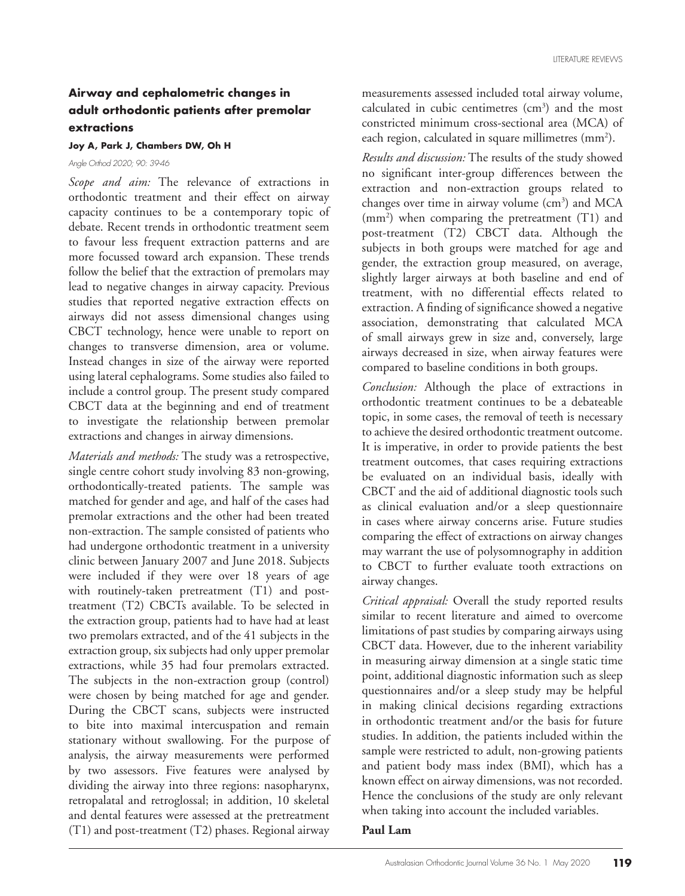### Airway and cephalometric changes in adult orthodontic patients after premolar extractions

**Joy A, Park J, Chambers DW, Oh H**

*Angle Orthod 2020; 90: 39-46*

*Scope and aim:* The relevance of extractions in orthodontic treatment and their effect on airway capacity continues to be a contemporary topic of debate. Recent trends in orthodontic treatment seem to favour less frequent extraction patterns and are more focussed toward arch expansion. These trends follow the belief that the extraction of premolars may lead to negative changes in airway capacity. Previous studies that reported negative extraction effects on airways did not assess dimensional changes using CBCT technology, hence were unable to report on changes to transverse dimension, area or volume. Instead changes in size of the airway were reported using lateral cephalograms. Some studies also failed to include a control group. The present study compared CBCT data at the beginning and end of treatment to investigate the relationship between premolar extractions and changes in airway dimensions.

*Materials and methods:* The study was a retrospective, single centre cohort study involving 83 non-growing, orthodontically-treated patients. The sample was matched for gender and age, and half of the cases had premolar extractions and the other had been treated non-extraction. The sample consisted of patients who had undergone orthodontic treatment in a university clinic between January 2007 and June 2018. Subjects were included if they were over 18 years of age with routinely-taken pretreatment (T1) and post-treatment (T2) CBCTs available. To be selected in the extraction group, patients had to have had at least two premolars extracted, and of the 41 subjects in the extraction group, six subjects had only upper premolar extractions, while 35 had four premolars extracted. The subjects in the non-extraction group (control) were chosen by being matched for age and gender. During the CBCT scans, subjects were instructed to bite into maximal intercuspation and remain stationary without swallowing. For the purpose of analysis, the airway measurements were performed by two assessors. Five features were analysed by dividing the airway into three regions: nasopharynx, retropalatal and retroglossal; in addition, 10 skeletal and dental features were assessed at the pretreatment (T1) and post-treatment (T2) phases. Regional airway measurements assessed included total airway volume, calculated in cubic centimetres ($cm^3$) and the most constricted minimum cross-sectional area (MCA) of each region, calculated in square millimetres ($mm^2$).

*Results and discussion:* The results of the study showed no significant inter-group differences between the extraction and non-extraction groups related to changes over time in airway volume ($cm^3$) and MCA ($mm^2$) when comparing the pretreatment (T1) and post-treatment (T2) CBCT data. Although the subjects in both groups were matched for age and gender, the extraction group measured, on average, slightly larger airways at both baseline and end of treatment, with no differential effects related to extraction. A finding of significance showed a negative association, demonstrating that calculated MCA of small airways grew in size and, conversely, large airways decreased in size, when airway features were compared to baseline conditions in both groups.

*Conclusion:* Although the place of extractions in orthodontic treatment continues to be a debateable topic, in some cases, the removal of teeth is necessary to achieve the desired orthodontic treatment outcome. It is imperative, in order to provide patients the best treatment outcomes, that cases requiring extractions be evaluated on an individual basis, ideally with CBCT and the aid of additional diagnostic tools such as clinical evaluation and/or a sleep questionnaire in cases where airway concerns arise. Future studies comparing the effect of extractions on airway changes may warrant the use of polysomnography in addition to CBCT to further evaluate tooth extractions on airway changes.

*Critical appraisal:* Overall the study reported results similar to recent literature and aimed to overcome limitations of past studies by comparing airways using CBCT data. However, due to the inherent variability in measuring airway dimension at a single static time point, additional diagnostic information such as sleep questionnaires and/or a sleep study may be helpful in making clinical decisions regarding extractions in orthodontic treatment and/or the basis for future studies. In addition, the patients included within the sample were restricted to adult, non-growing patients and patient body mass index (BMI), which has a known effect on airway dimensions, was not recorded. Hence the conclusions of the study are only relevant when taking into account the included variables.

**Paul Lam**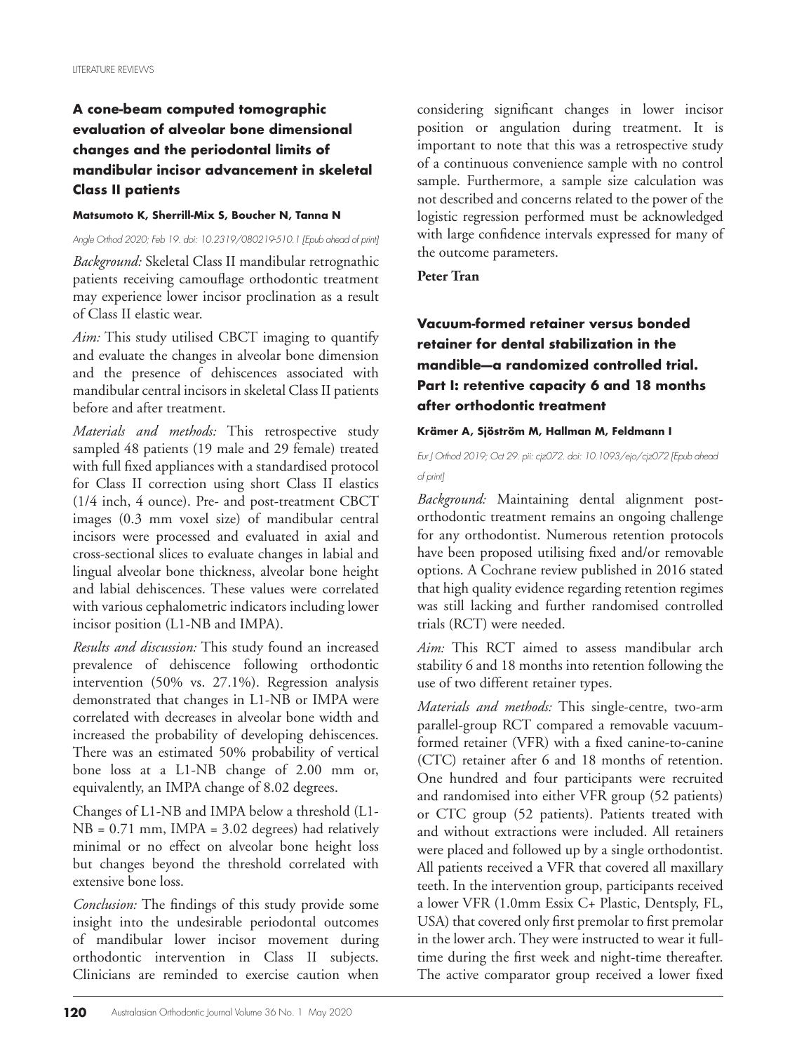## A cone-beam computed tomographic evaluation of alveolar bone dimensional changes and the periodontal limits of mandibular incisor advancement in skeletal Class II patients

**Matsumoto K, Sherrill-Mix S, Boucher N, Tanna N**

*Angle Orthod 2020; Feb 19. doi: 10.2319/080219-510.1 [Epub ahead of print]*

*Background:* Skeletal Class II mandibular retrognathic patients receiving camouflage orthodontic treatment may experience lower incisor proclination as a result of Class II elastic wear.

*Aim:* This study utilised CBCT imaging to quantify and evaluate the changes in alveolar bone dimension and the presence of dehiscences associated with mandibular central incisors in skeletal Class II patients before and after treatment.

*Materials and methods:* This retrospective study sampled 48 patients (19 male and 29 female) treated with full fixed appliances with a standardised protocol for Class II correction using short Class II elastics (1/4 inch, 4 ounce). Pre- and post-treatment CBCT images (0.3 mm voxel size) of mandibular central incisors were processed and evaluated in axial and cross-sectional slices to evaluate changes in labial and lingual alveolar bone thickness, alveolar bone height and labial dehiscences. These values were correlated with various cephalometric indicators including lower incisor position (L1-NB and IMPA).

*Results and discussion:* This study found an increased prevalence of dehiscence following orthodontic intervention (50% vs. 27.1%). Regression analysis demonstrated that changes in L1-NB or IMPA were correlated with decreases in alveolar bone width and increased the probability of developing dehiscences. There was an estimated 50% probability of vertical bone loss at a L1-NB change of 2.00 mm or, equivalently, an IMPA change of 8.02 degrees.

Changes of L1-NB and IMPA below a threshold (L1-NB = 0.71 mm, IMPA = 3.02 degrees) had relatively minimal or no effect on alveolar bone height loss but changes beyond the threshold correlated with extensive bone loss.

*Conclusion:* The findings of this study provide some insight into the undesirable periodontal outcomes of mandibular lower incisor movement during orthodontic intervention in Class II subjects. Clinicians are reminded to exercise caution when considering significant changes in lower incisor position or angulation during treatment. It is important to note that this was a retrospective study of a continuous convenience sample with no control sample. Furthermore, a sample size calculation was not described and concerns related to the power of the logistic regression performed must be acknowledged with large confidence intervals expressed for many of the outcome parameters.

**Peter Tran**

## Vacuum-formed retainer versus bonded retainer for dental stabilization in the mandible—a randomized controlled trial. Part I: retentive capacity 6 and 18 months after orthodontic treatment

**Krämer A, Sjöström M, Hallman M, Feldmann I**

*Eur J Orthod 2019; Oct 29. pii: cjz072. doi: 10.1093/ejo/cjz072 [Epub ahead of print]*

*Background:* Maintaining dental alignment post-orthodontic treatment remains an ongoing challenge for any orthodontist. Numerous retention protocols have been proposed utilising fixed and/or removable options. A Cochrane review published in 2016 stated that high quality evidence regarding retention regimes was still lacking and further randomised controlled trials (RCT) were needed.

*Aim:* This RCT aimed to assess mandibular arch stability 6 and 18 months into retention following the use of two different retainer types.

*Materials and methods:* This single-centre, two-arm parallel-group RCT compared a removable vacuum-formed retainer (VFR) with a fixed canine-to-canine (CTC) retainer after 6 and 18 months of retention. One hundred and four participants were recruited and randomised into either VFR group (52 patients) or CTC group (52 patients). Patients treated with and without extractions were included. All retainers were placed and followed up by a single orthodontist. All patients received a VFR that covered all maxillary teeth. In the intervention group, participants received a lower VFR (1.0mm Essix C+ Plastic, Dentsply, FL, USA) that covered only first premolar to first premolar in the lower arch. They were instructed to wear it full-time during the first week and night-time thereafter. The active comparator group received a lower fixed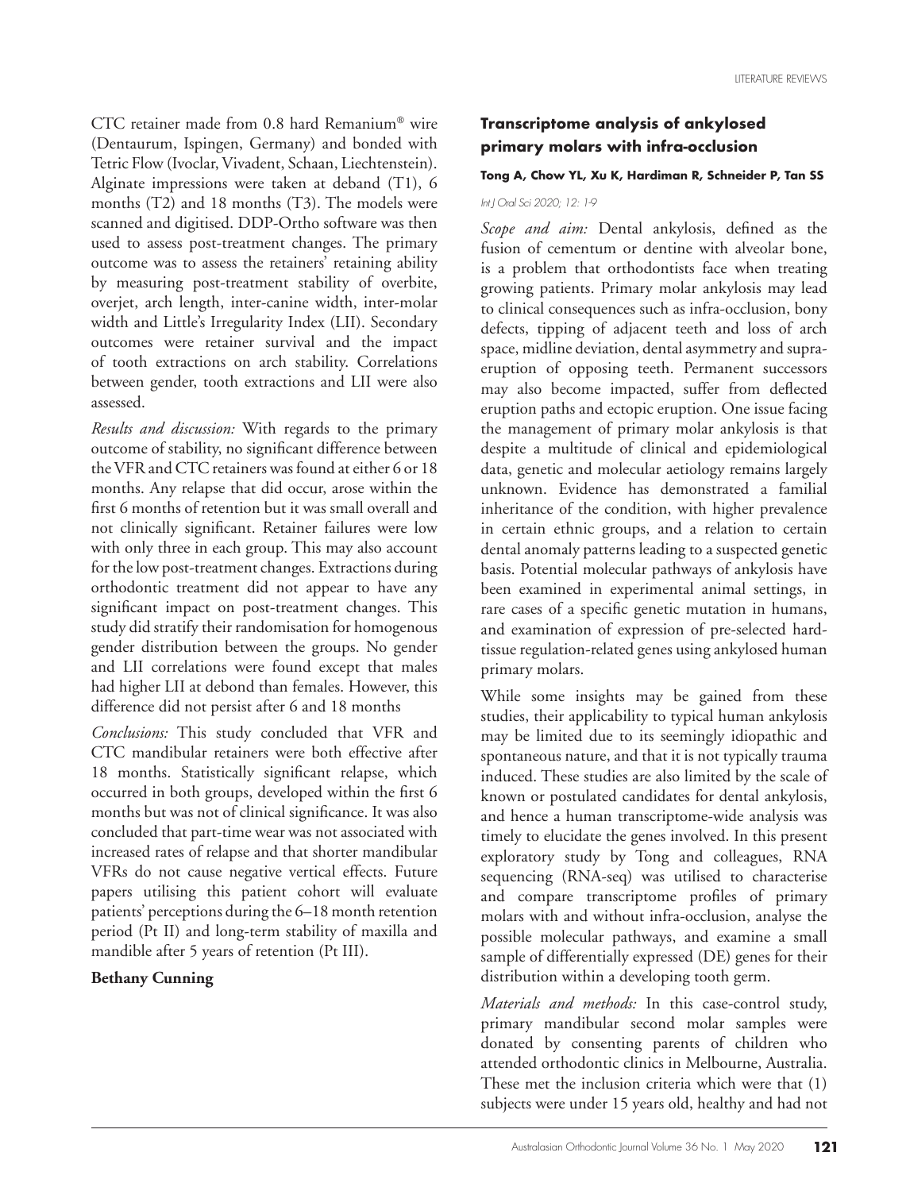CTC retainer made from 0.8 hard Remanium® wire (Dentaurum, Ispingen, Germany) and bonded with Tetric Flow (Ivoclar, Vivadent, Schaan, Liechtenstein). Alginate impressions were taken at deband (T1), 6 months (T2) and 18 months (T3). The models were scanned and digitised. DDP-Ortho software was then used to assess post-treatment changes. The primary outcome was to assess the retainers' retaining ability by measuring post-treatment stability of overbite, overjet, arch length, inter-canine width, inter-molar width and Little's Irregularity Index (LII). Secondary outcomes were retainer survival and the impact of tooth extractions on arch stability. Correlations between gender, tooth extractions and LII were also assessed.

*Results and discussion:* With regards to the primary outcome of stability, no significant difference between the VFR and CTC retainers was found at either 6 or 18 months. Any relapse that did occur, arose within the first 6 months of retention but it was small overall and not clinically significant. Retainer failures were low with only three in each group. This may also account for the low post-treatment changes. Extractions during orthodontic treatment did not appear to have any significant impact on post-treatment changes. This study did stratify their randomisation for homogenous gender distribution between the groups. No gender and LII correlations were found except that males had higher LII at debond than females. However, this difference did not persist after 6 and 18 months

*Conclusions:* This study concluded that VFR and CTC mandibular retainers were both effective after 18 months. Statistically significant relapse, which occurred in both groups, developed within the first 6 months but was not of clinical significance. It was also concluded that part-time wear was not associated with increased rates of relapse and that shorter mandibular VFRs do not cause negative vertical effects. Future papers utilising this patient cohort will evaluate patients' perceptions during the 6–18 month retention period (Pt II) and long-term stability of maxilla and mandible after 5 years of retention (Pt III).

**Bethany Cunning**

## Transcriptome analysis of ankylosed primary molars with infra-occlusion

**Tong A, Chow YL, Xu K, Hardiman R, Schneider P, Tan SS**

*Int J Oral Sci 2020; 12: 1-9*

*Scope and aim:* Dental ankylosis, defined as the fusion of cementum or dentine with alveolar bone, is a problem that orthodontists face when treating growing patients. Primary molar ankylosis may lead to clinical consequences such as infra-occlusion, bony defects, tipping of adjacent teeth and loss of arch space, midline deviation, dental asymmetry and supra-eruption of opposing teeth. Permanent successors may also become impacted, suffer from deflected eruption paths and ectopic eruption. One issue facing the management of primary molar ankylosis is that despite a multitude of clinical and epidemiological data, genetic and molecular aetiology remains largely unknown. Evidence has demonstrated a familial inheritance of the condition, with higher prevalence in certain ethnic groups, and a relation to certain dental anomaly patterns leading to a suspected genetic basis. Potential molecular pathways of ankylosis have been examined in experimental animal settings, in rare cases of a specific genetic mutation in humans, and examination of expression of pre-selected hard-tissue regulation-related genes using ankylosed human primary molars.

While some insights may be gained from these studies, their applicability to typical human ankylosis may be limited due to its seemingly idiopathic and spontaneous nature, and that it is not typically trauma induced. These studies are also limited by the scale of known or postulated candidates for dental ankylosis, and hence a human transcriptome-wide analysis was timely to elucidate the genes involved. In this present exploratory study by Tong and colleagues, RNA sequencing (RNA-seq) was utilised to characterise and compare transcriptome profiles of primary molars with and without infra-occlusion, analyse the possible molecular pathways, and examine a small sample of differentially expressed (DE) genes for their distribution within a developing tooth germ.

*Materials and methods:* In this case-control study, primary mandibular second molar samples were donated by consenting parents of children who attended orthodontic clinics in Melbourne, Australia. These met the inclusion criteria which were that (1) subjects were under 15 years old, healthy and had not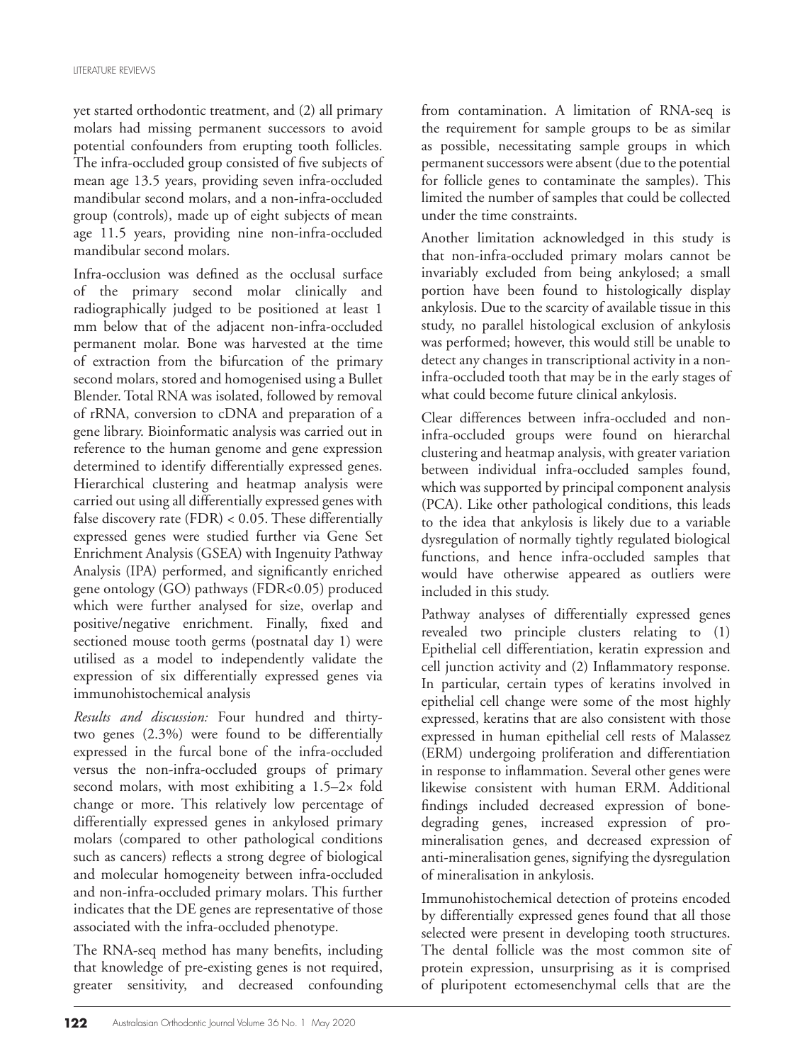yet started orthodontic treatment, and (2) all primary molars had missing permanent successors to avoid potential confounders from erupting tooth follicles. The infra-occluded group consisted of five subjects of mean age 13.5 years, providing seven infra-occluded mandibular second molars, and a non-infra-occluded group (controls), made up of eight subjects of mean age 11.5 years, providing nine non-infra-occluded mandibular second molars.

Infra-occlusion was defined as the occlusal surface of the primary second molar clinically and radiographically judged to be positioned at least 1 mm below that of the adjacent non-infra-occluded permanent molar. Bone was harvested at the time of extraction from the bifurcation of the primary second molars, stored and homogenised using a Bullet Blender. Total RNA was isolated, followed by removal of rRNA, conversion to cDNA and preparation of a gene library. Bioinformatic analysis was carried out in reference to the human genome and gene expression determined to identify differentially expressed genes. Hierarchical clustering and heatmap analysis were carried out using all differentially expressed genes with false discovery rate (FDR) < 0.05. These differentially expressed genes were studied further via Gene Set Enrichment Analysis (GSEA) with Ingenuity Pathway Analysis (IPA) performed, and significantly enriched gene ontology (GO) pathways (FDR<0.05) produced which were further analysed for size, overlap and positive/negative enrichment. Finally, fixed and sectioned mouse tooth germs (postnatal day 1) were utilised as a model to independently validate the expression of six differentially expressed genes via immunohistochemical analysis

*Results and discussion:* Four hundred and thirty-two genes (2.3%) were found to be differentially expressed in the furcal bone of the infra-occluded versus the non-infra-occluded groups of primary second molars, with most exhibiting a 1.5–2× fold change or more. This relatively low percentage of differentially expressed genes in ankylosed primary molars (compared to other pathological conditions such as cancers) reflects a strong degree of biological and molecular homogeneity between infra-occluded and non-infra-occluded primary molars. This further indicates that the DE genes are representative of those associated with the infra-occluded phenotype.

The RNA-seq method has many benefits, including that knowledge of pre-existing genes is not required, greater sensitivity, and decreased confounding from contamination. A limitation of RNA-seq is the requirement for sample groups to be as similar as possible, necessitating sample groups in which permanent successors were absent (due to the potential for follicle genes to contaminate the samples). This limited the number of samples that could be collected under the time constraints.

Another limitation acknowledged in this study is that non-infra-occluded primary molars cannot be invariably excluded from being ankylosed; a small portion have been found to histologically display ankylosis. Due to the scarcity of available tissue in this study, no parallel histological exclusion of ankylosis was performed; however, this would still be unable to detect any changes in transcriptional activity in a non-infra-occluded tooth that may be in the early stages of what could become future clinical ankylosis.

Clear differences between infra-occluded and non-infra-occluded groups were found on hierarchal clustering and heatmap analysis, with greater variation between individual infra-occluded samples found, which was supported by principal component analysis (PCA). Like other pathological conditions, this leads to the idea that ankylosis is likely due to a variable dysregulation of normally tightly regulated biological functions, and hence infra-occluded samples that would have otherwise appeared as outliers were included in this study.

Pathway analyses of differentially expressed genes revealed two principle clusters relating to (1) Epithelial cell differentiation, keratin expression and cell junction activity and (2) Inflammatory response. In particular, certain types of keratins involved in epithelial cell change were some of the most highly expressed, keratins that are also consistent with those expressed in human epithelial cell rests of Malassez (ERM) undergoing proliferation and differentiation in response to inflammation. Several other genes were likewise consistent with human ERM. Additional findings included decreased expression of bone-degrading genes, increased expression of pro-mineralisation genes, and decreased expression of anti-mineralisation genes, signifying the dysregulation of mineralisation in ankylosis.

Immunohistochemical detection of proteins encoded by differentially expressed genes found that all those selected were present in developing tooth structures. The dental follicle was the most common site of protein expression, unsurprising as it is comprised of pluripotent ectomesenchymal cells that are the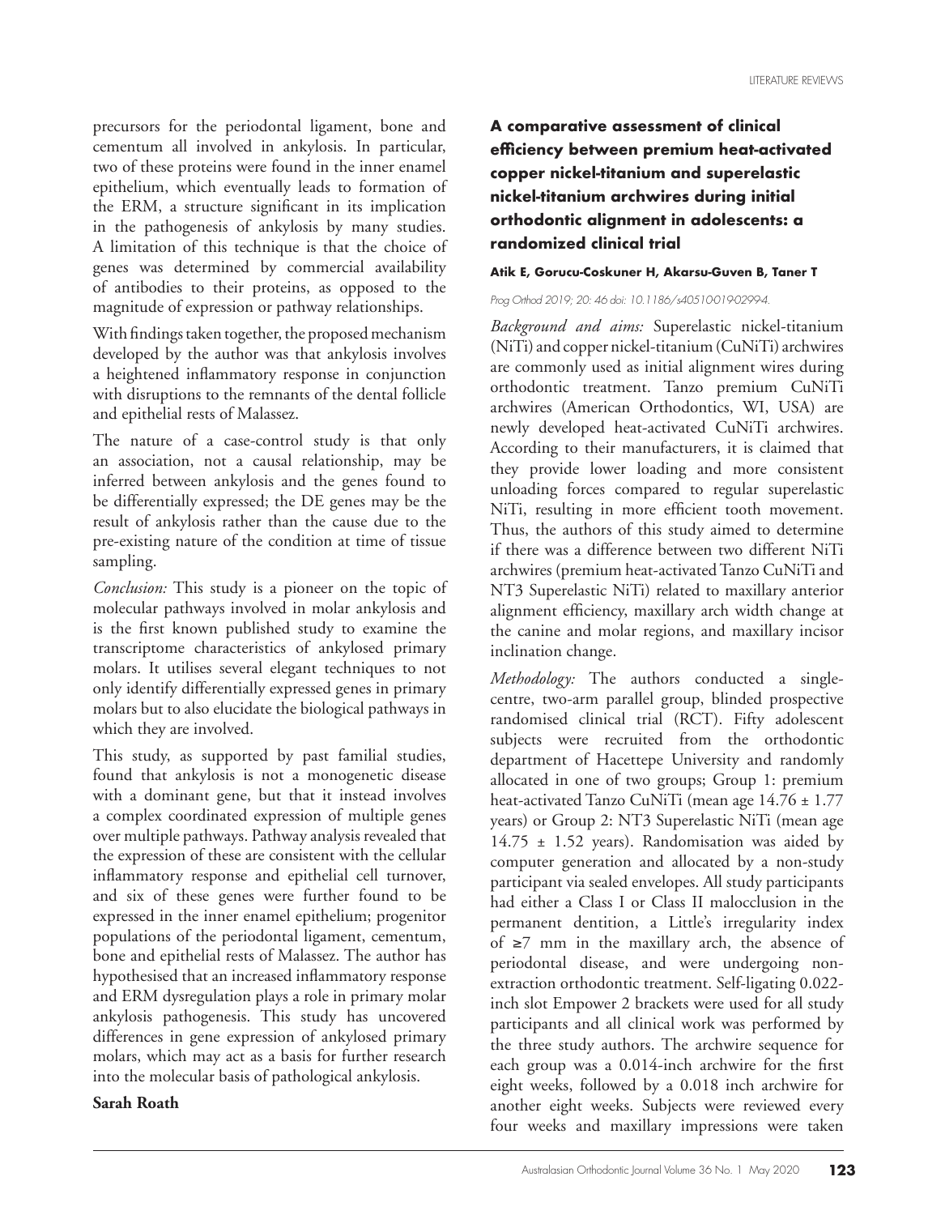precursors for the periodontal ligament, bone and cementum all involved in ankylosis. In particular, two of these proteins were found in the inner enamel epithelium, which eventually leads to formation of the ERM, a structure significant in its implication in the pathogenesis of ankylosis by many studies. A limitation of this technique is that the choice of genes was determined by commercial availability of antibodies to their proteins, as opposed to the magnitude of expression or pathway relationships.

With findings taken together, the proposed mechanism developed by the author was that ankylosis involves a heightened inflammatory response in conjunction with disruptions to the remnants of the dental follicle and epithelial rests of Malassez.

The nature of a case-control study is that only an association, not a causal relationship, may be inferred between ankylosis and the genes found to be differentially expressed; the DE genes may be the result of ankylosis rather than the cause due to the pre-existing nature of the condition at time of tissue sampling.

*Conclusion:* This study is a pioneer on the topic of molecular pathways involved in molar ankylosis and is the first known published study to examine the transcriptome characteristics of ankylosed primary molars. It utilises several elegant techniques to not only identify differentially expressed genes in primary molars but to also elucidate the biological pathways in which they are involved.

This study, as supported by past familial studies, found that ankylosis is not a monogenetic disease with a dominant gene, but that it instead involves a complex coordinated expression of multiple genes over multiple pathways. Pathway analysis revealed that the expression of these are consistent with the cellular inflammatory response and epithelial cell turnover, and six of these genes were further found to be expressed in the inner enamel epithelium; progenitor populations of the periodontal ligament, cementum, bone and epithelial rests of Malassez. The author has hypothesised that an increased inflammatory response and ERM dysregulation plays a role in primary molar ankylosis pathogenesis. This study has uncovered differences in gene expression of ankylosed primary molars, which may act as a basis for further research into the molecular basis of pathological ankylosis.

**Sarah Roath**

### A comparative assessment of clinical efficiency between premium heat-activated copper nickel-titanium and superelastic nickel-titanium archwires during initial orthodontic alignment in adolescents: a randomized clinical trial

**Atik E, Gorucu-Coskuner H, Akarsu-Guven B, Taner T**

*Prog Orthod 2019; 20: 46 doi: 10.1186/s40510-019-0299-4.*

*Background and aims:* Superelastic nickel-titanium (NiTi) and copper nickel-titanium (CuNiTi) archwires are commonly used as initial alignment wires during orthodontic treatment. Tanzo premium CuNiTi archwires (American Orthodontics, WI, USA) are newly developed heat-activated CuNiTi archwires. According to their manufacturers, it is claimed that they provide lower loading and more consistent unloading forces compared to regular superelastic NiTi, resulting in more efficient tooth movement. Thus, the authors of this study aimed to determine if there was a difference between two different NiTi archwires (premium heat-activated Tanzo CuNiTi and NT3 Superelastic NiTi) related to maxillary anterior alignment efficiency, maxillary arch width change at the canine and molar regions, and maxillary incisor inclination change.

*Methodology:* The authors conducted a single-centre, two-arm parallel group, blinded prospective randomised clinical trial (RCT). Fifty adolescent subjects were recruited from the orthodontic department of Hacettepe University and randomly allocated in one of two groups; Group 1: premium heat-activated Tanzo CuNiTi (mean age 14.76 ± 1.77 years) or Group 2: NT3 Superelastic NiTi (mean age 14.75 ± 1.52 years). Randomisation was aided by computer generation and allocated by a non-study participant via sealed envelopes. All study participants had either a Class I or Class II malocclusion in the permanent dentition, a Little's irregularity index of ≥7 mm in the maxillary arch, the absence of periodontal disease, and were undergoing non-extraction orthodontic treatment. Self-ligating 0.022-inch slot Empower 2 brackets were used for all study participants and all clinical work was performed by the three study authors. The archwire sequence for each group was a 0.014-inch archwire for the first eight weeks, followed by a 0.018 inch archwire for another eight weeks. Subjects were reviewed every four weeks and maxillary impressions were taken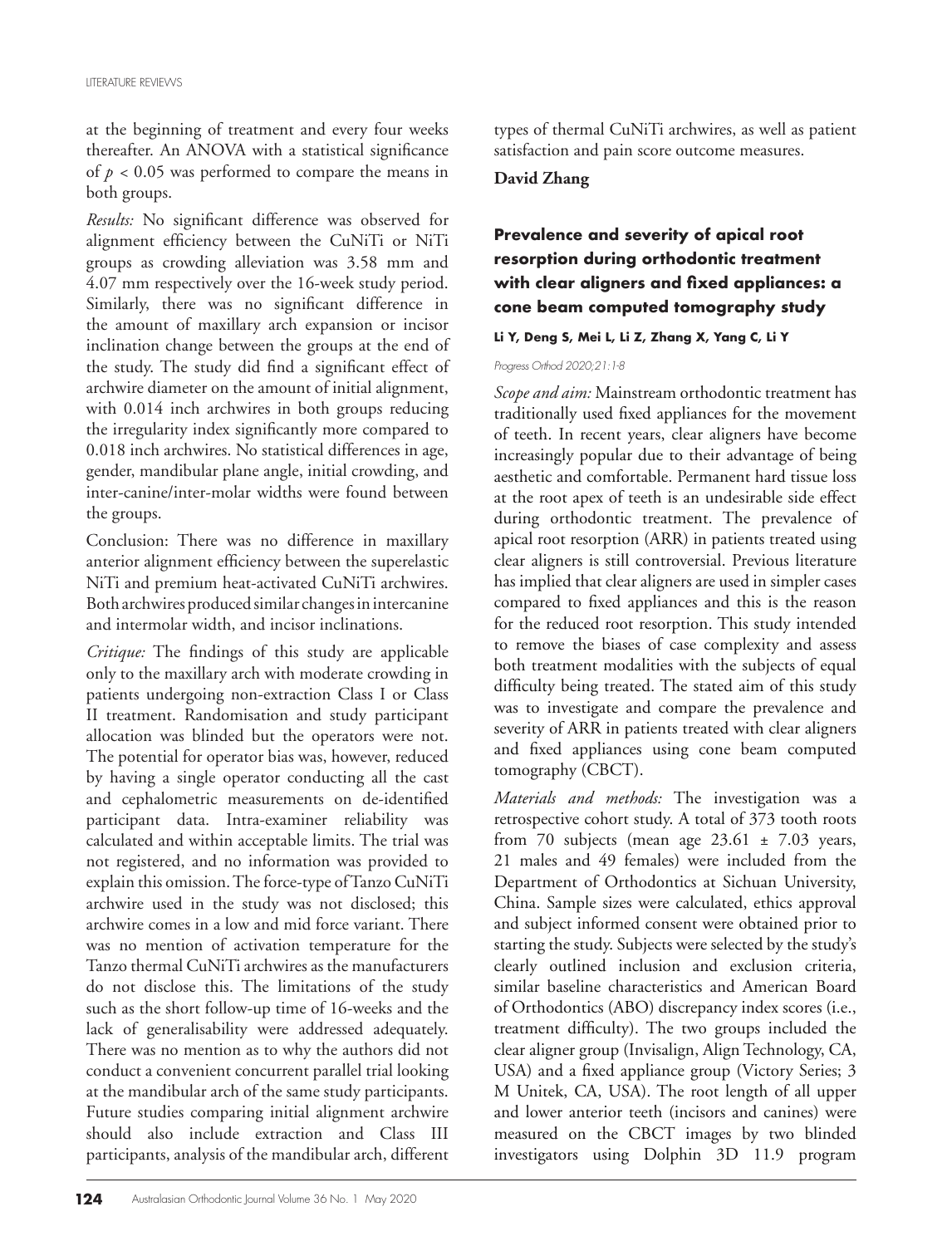at the beginning of treatment and every four weeks thereafter. An ANOVA with a statistical significance of $p < 0.05$ was performed to compare the means in both groups.

*Results:* No significant difference was observed for alignment efficiency between the CuNiTi or NiTi groups as crowding alleviation was 3.58 mm and 4.07 mm respectively over the 16-week study period. Similarly, there was no significant difference in the amount of maxillary arch expansion or incisor inclination change between the groups at the end of the study. The study did find a significant effect of archwire diameter on the amount of initial alignment, with 0.014 inch archwires in both groups reducing the irregularity index significantly more compared to 0.018 inch archwires. No statistical differences in age, gender, mandibular plane angle, initial crowding, and inter-canine/inter-molar widths were found between the groups.

Conclusion: There was no difference in maxillary anterior alignment efficiency between the superelastic NiTi and premium heat-activated CuNiTi archwires. Both archwires produced similar changes in intercanine and intermolar width, and incisor inclinations.

*Critique:* The findings of this study are applicable only to the maxillary arch with moderate crowding in patients undergoing non-extraction Class I or Class II treatment. Randomisation and study participant allocation was blinded but the operators were not. The potential for operator bias was, however, reduced by having a single operator conducting all the cast and cephalometric measurements on de-identified participant data. Intra-examiner reliability was calculated and within acceptable limits. The trial was not registered, and no information was provided to explain this omission. The force-type of Tanzo CuNiTi archwire used in the study was not disclosed; this archwire comes in a low and mid force variant. There was no mention of activation temperature for the Tanzo thermal CuNiTi archwires as the manufacturers do not disclose this. The limitations of the study such as the short follow-up time of 16-weeks and the lack of generalisability were addressed adequately. There was no mention as to why the authors did not conduct a convenient concurrent parallel trial looking at the mandibular arch of the same study participants. Future studies comparing initial alignment archwire should also include extraction and Class III participants, analysis of the mandibular arch, different types of thermal CuNiTi archwires, as well as patient satisfaction and pain score outcome measures.

**David Zhang**

### Prevalence and severity of apical root resorption during orthodontic treatment with clear aligners and fixed appliances: a cone beam computed tomography study

**Li Y, Deng S, Mei L, Li Z, Zhang X, Yang C, Li Y**

*Progress Orthod 2020;21:1-8*

*Scope and aim:* Mainstream orthodontic treatment has traditionally used fixed appliances for the movement of teeth. In recent years, clear aligners have become increasingly popular due to their advantage of being aesthetic and comfortable. Permanent hard tissue loss at the root apex of teeth is an undesirable side effect during orthodontic treatment. The prevalence of apical root resorption (ARR) in patients treated using clear aligners is still controversial. Previous literature has implied that clear aligners are used in simpler cases compared to fixed appliances and this is the reason for the reduced root resorption. This study intended to remove the biases of case complexity and assess both treatment modalities with the subjects of equal difficulty being treated. The stated aim of this study was to investigate and compare the prevalence and severity of ARR in patients treated with clear aligners and fixed appliances using cone beam computed tomography (CBCT).

*Materials and methods:* The investigation was a retrospective cohort study. A total of 373 tooth roots from 70 subjects (mean age $23.61 \pm 7.03$ years, 21 males and 49 females) were included from the Department of Orthodontics at Sichuan University, China. Sample sizes were calculated, ethics approval and subject informed consent were obtained prior to starting the study. Subjects were selected by the study's clearly outlined inclusion and exclusion criteria, similar baseline characteristics and American Board of Orthodontics (ABO) discrepancy index scores (i.e., treatment difficulty). The two groups included the clear aligner group (Invisalign, Align Technology, CA, USA) and a fixed appliance group (Victory Series; 3 M Unitek, CA, USA). The root length of all upper and lower anterior teeth (incisors and canines) were measured on the CBCT images by two blinded investigators using Dolphin 3D 11.9 program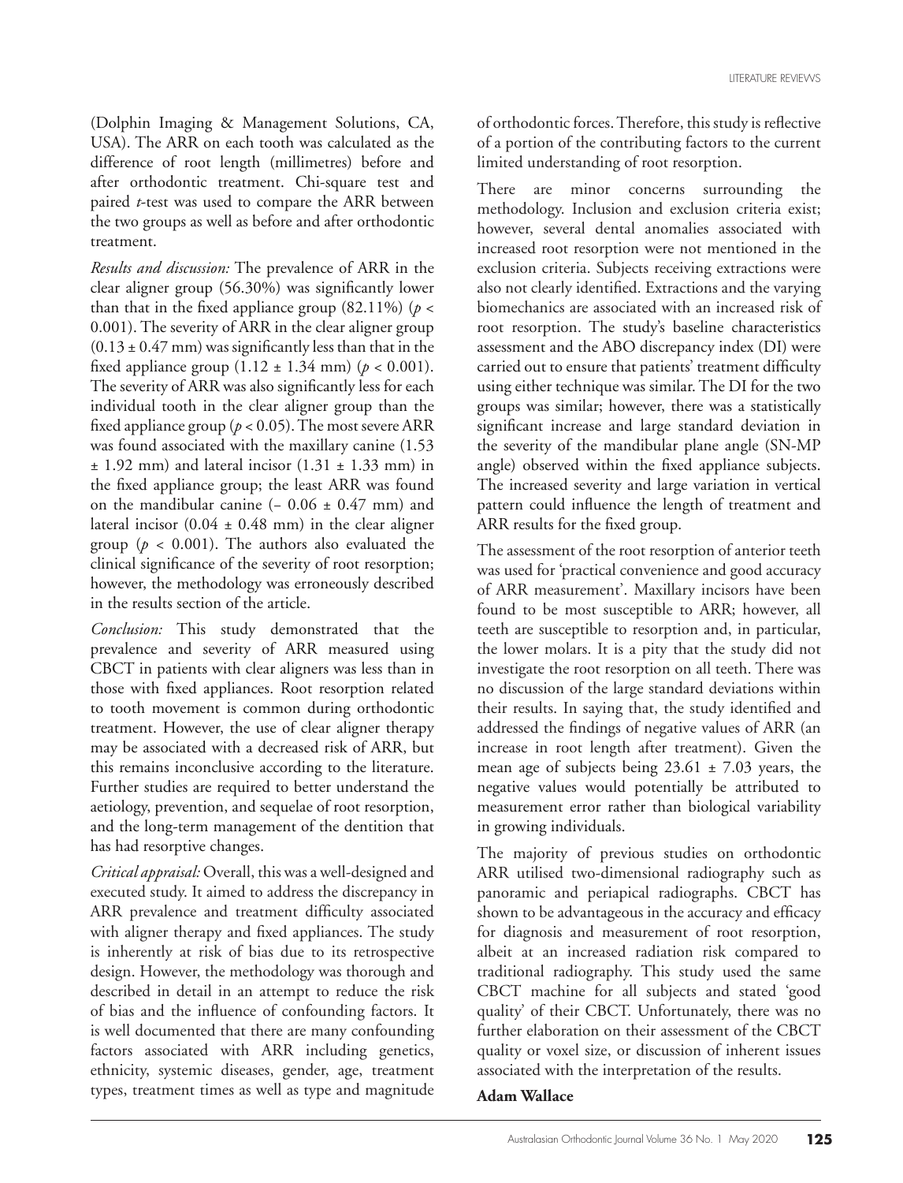(Dolphin Imaging & Management Solutions, CA, USA). The ARR on each tooth was calculated as the difference of root length (millimetres) before and after orthodontic treatment. Chi-square test and paired *t*-test was used to compare the ARR between the two groups as well as before and after orthodontic treatment.

*Results and discussion:* The prevalence of ARR in the clear aligner group (56.30%) was significantly lower than that in the fixed appliance group (82.11%) ($p < 0.001$). The severity of ARR in the clear aligner group ($0.13 \pm 0.47$ mm) was significantly less than that in the fixed appliance group ($1.12 \pm 1.34$ mm) ($p < 0.001$). The severity of ARR was also significantly less for each individual tooth in the clear aligner group than the fixed appliance group ($p < 0.05$). The most severe ARR was found associated with the maxillary canine ($1.53 \pm 1.92$ mm) and lateral incisor ($1.31 \pm 1.33$ mm) in the fixed appliance group; the least ARR was found on the mandibular canine ($-0.06 \pm 0.47$ mm) and lateral incisor ($0.04 \pm 0.48$ mm) in the clear aligner group ($p < 0.001$). The authors also evaluated the clinical significance of the severity of root resorption; however, the methodology was erroneously described in the results section of the article.

*Conclusion:* This study demonstrated that the prevalence and severity of ARR measured using CBCT in patients with clear aligners was less than in those with fixed appliances. Root resorption related to tooth movement is common during orthodontic treatment. However, the use of clear aligner therapy may be associated with a decreased risk of ARR, but this remains inconclusive according to the literature. Further studies are required to better understand the aetiology, prevention, and sequelae of root resorption, and the long-term management of the dentition that has had resorptive changes.

*Critical appraisal:* Overall, this was a well-designed and executed study. It aimed to address the discrepancy in ARR prevalence and treatment difficulty associated with aligner therapy and fixed appliances. The study is inherently at risk of bias due to its retrospective design. However, the methodology was thorough and described in detail in an attempt to reduce the risk of bias and the influence of confounding factors. It is well documented that there are many confounding factors associated with ARR including genetics, ethnicity, systemic diseases, gender, age, treatment types, treatment times as well as type and magnitude of orthodontic forces. Therefore, this study is reflective of a portion of the contributing factors to the current limited understanding of root resorption.

There are minor concerns surrounding the methodology. Inclusion and exclusion criteria exist; however, several dental anomalies associated with increased root resorption were not mentioned in the exclusion criteria. Subjects receiving extractions were also not clearly identified. Extractions and the varying biomechanics are associated with an increased risk of root resorption. The study's baseline characteristics assessment and the ABO discrepancy index (DI) were carried out to ensure that patients' treatment difficulty using either technique was similar. The DI for the two groups was similar; however, there was a statistically significant increase and large standard deviation in the severity of the mandibular plane angle (SN-MP angle) observed within the fixed appliance subjects. The increased severity and large variation in vertical pattern could influence the length of treatment and ARR results for the fixed group.

The assessment of the root resorption of anterior teeth was used for 'practical convenience and good accuracy of ARR measurement'. Maxillary incisors have been found to be most susceptible to ARR; however, all teeth are susceptible to resorption and, in particular, the lower molars. It is a pity that the study did not investigate the root resorption on all teeth. There was no discussion of the large standard deviations within their results. In saying that, the study identified and addressed the findings of negative values of ARR (an increase in root length after treatment). Given the mean age of subjects being $23.61 \pm 7.03$ years, the negative values would potentially be attributed to measurement error rather than biological variability in growing individuals.

The majority of previous studies on orthodontic ARR utilised two-dimensional radiography such as panoramic and periapical radiographs. CBCT has shown to be advantageous in the accuracy and efficacy for diagnosis and measurement of root resorption, albeit at an increased radiation risk compared to traditional radiography. This study used the same CBCT machine for all subjects and stated 'good quality' of their CBCT. Unfortunately, there was no further elaboration on their assessment of the CBCT quality or voxel size, or discussion of inherent issues associated with the interpretation of the results.

**Adam Wallace**